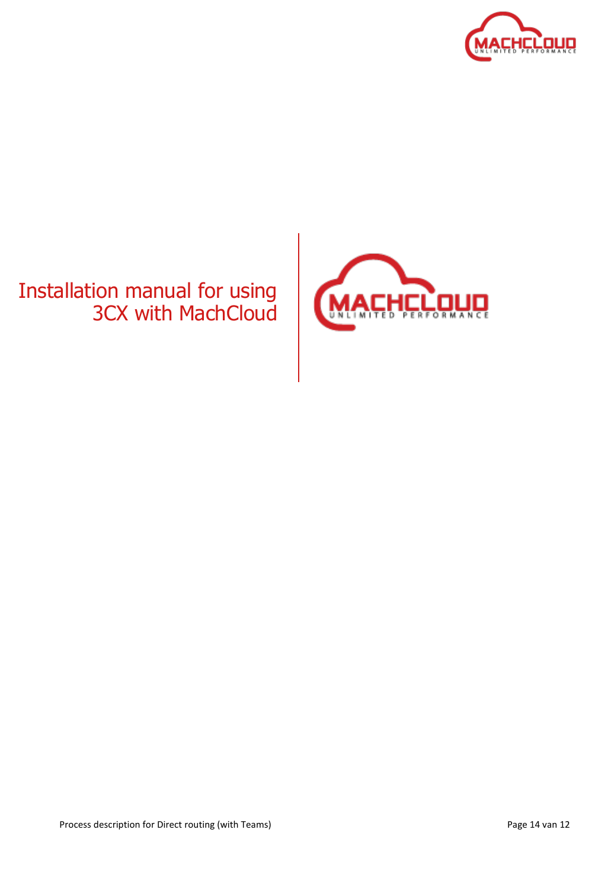# Installation manual for using 3CX with MachCloud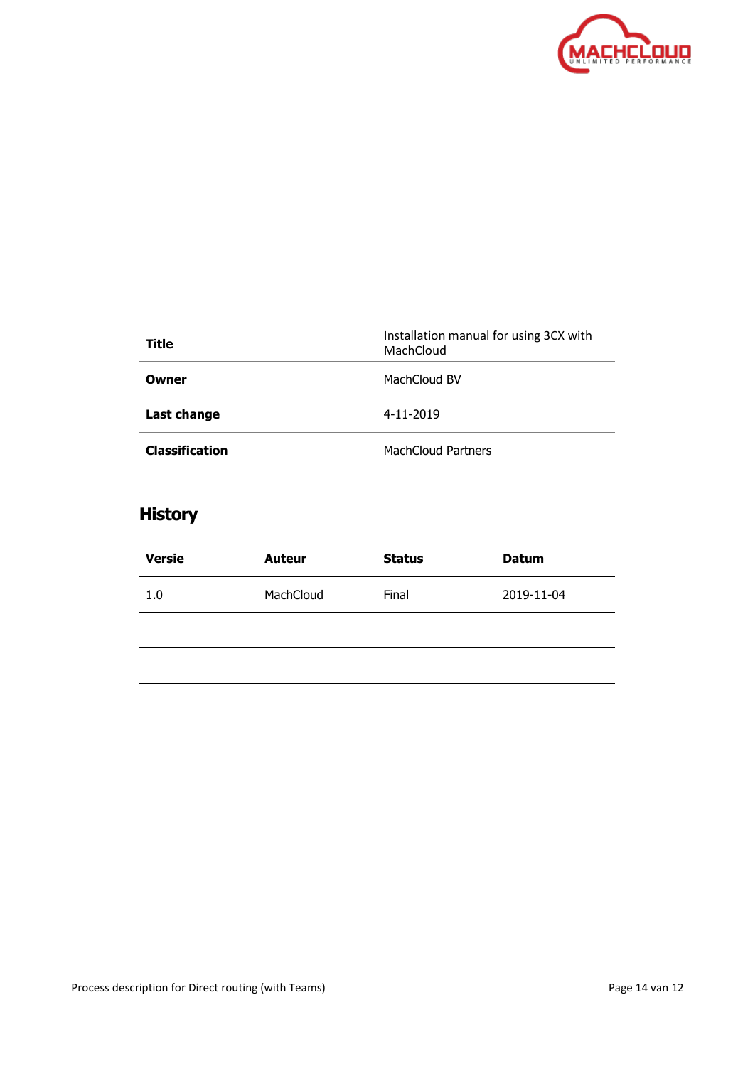| Title | Installation manual for using 3CX with MachCloud |
| --- | --- |
| **Owner** | MachCloud BV |
| **Last change** | 4-11-2019 |
| **Classification** | MachCloud Partners |

## History

| Versie | Auteur | Status | Datum |
| --- | --- | --- | --- |
| 1.0 | MachCloud | Final | 2019-11-04 |
| | | | |
| | | | |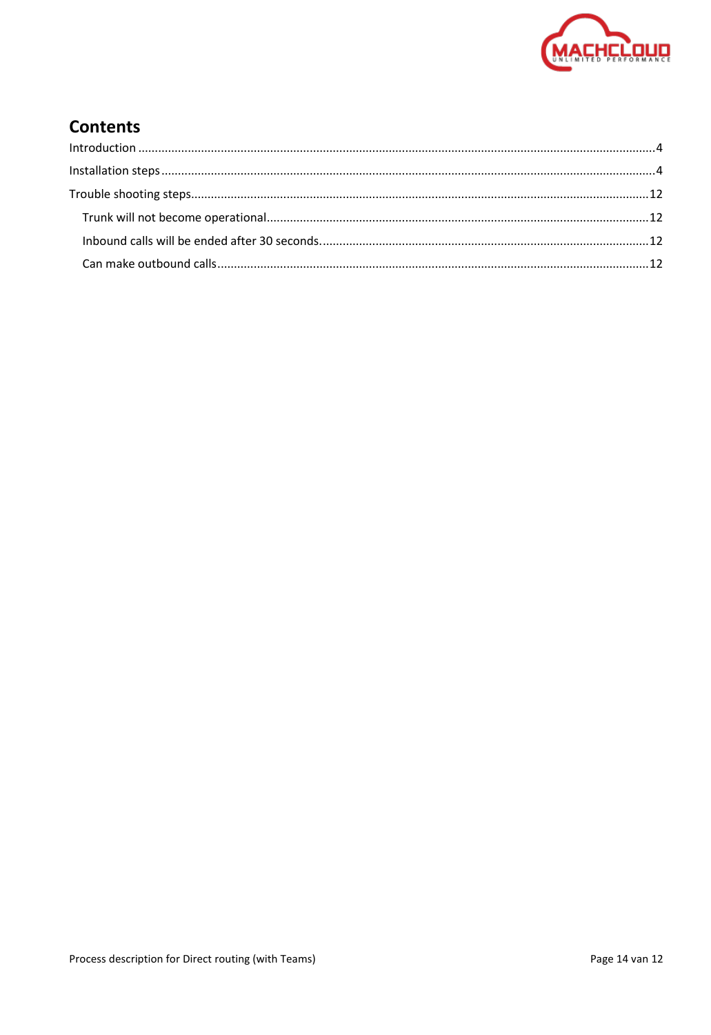## Contents

Introduction ........................................................................................................................................... 4

Installation steps ..................................................................................................................................... 4

Trouble shooting steps ........................................................................................................................... 12

- Trunk will not become operational ..................................................................................................... 12
- Inbound calls will be ended after 30 seconds. ..................................................................................... 12
- Can make outbound calls ..................................................................................................................... 12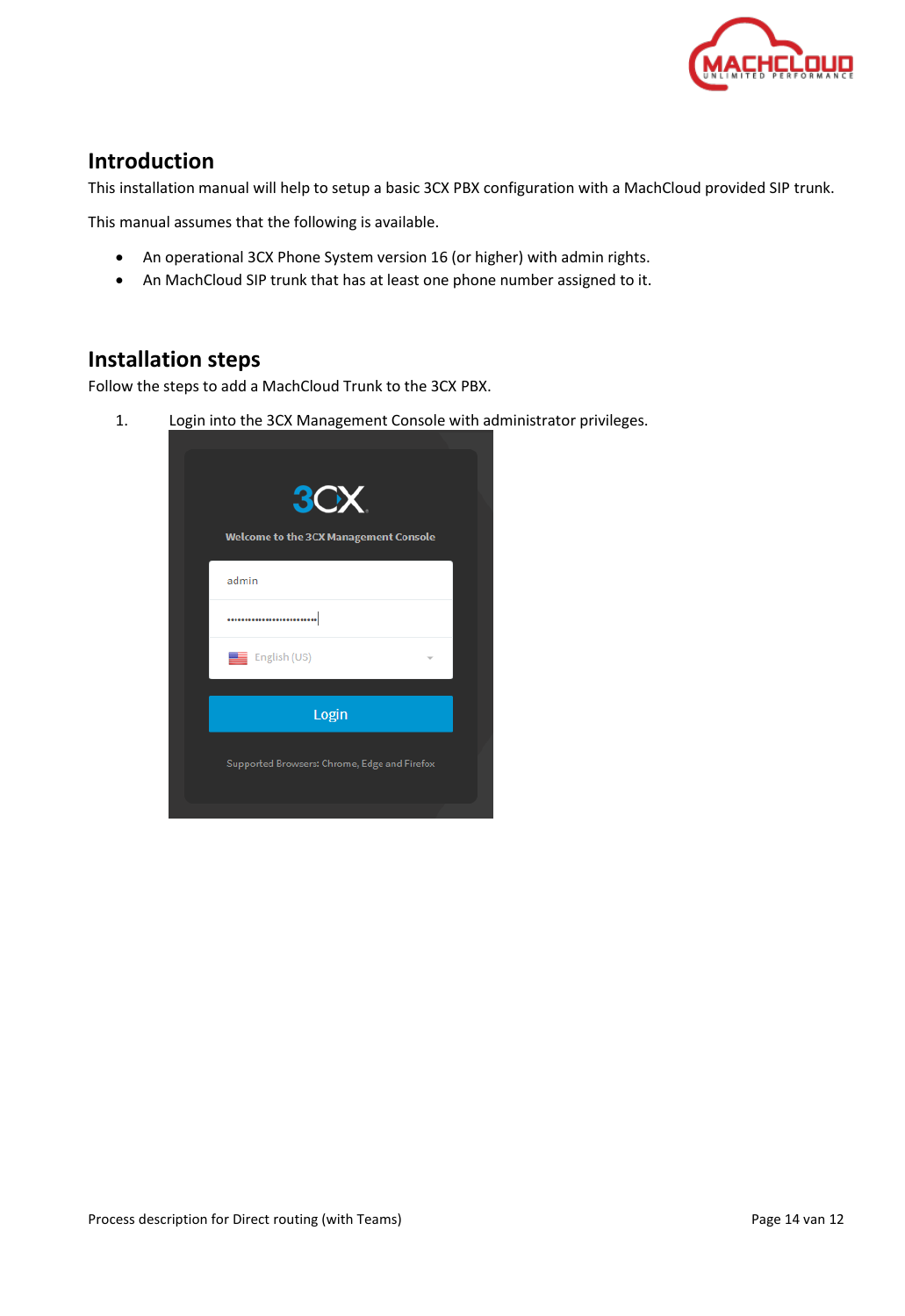## Introduction

This installation manual will help to setup a basic 3CX PBX configuration with a MachCloud provided SIP trunk.

This manual assumes that the following is available.

- An operational 3CX Phone System version 16 (or higher) with admin rights.
- An MachCloud SIP trunk that has at least one phone number assigned to it.

## Installation steps

Follow the steps to add a MachCloud Trunk to the 3CX PBX.

1. Login into the 3CX Management Console with administrator privileges.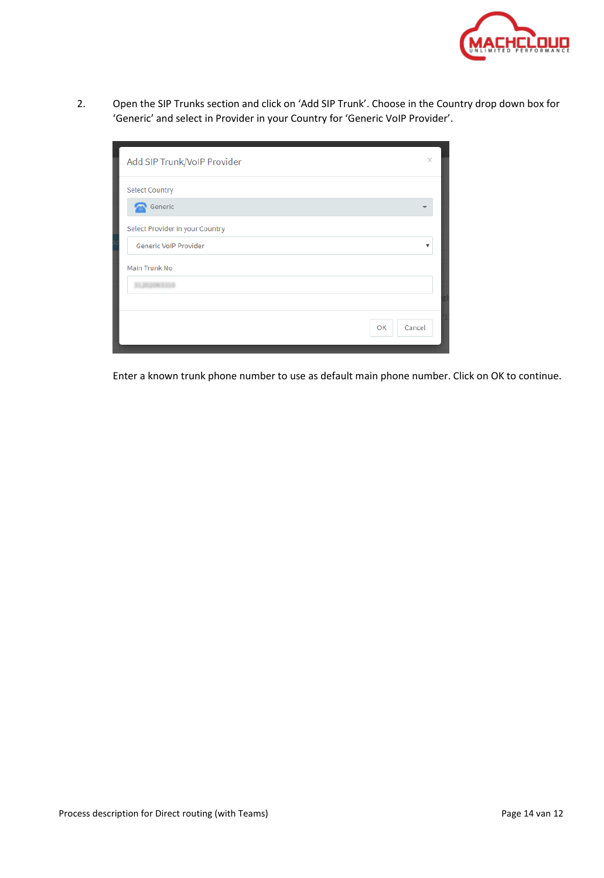2. Open the SIP Trunks section and click on 'Add SIP Trunk'. Choose in the Country drop down box for 'Generic' and select in Provider in your Country for 'Generic VoIP Provider'.

Enter a known trunk phone number to use as default main phone number. Click on OK to continue.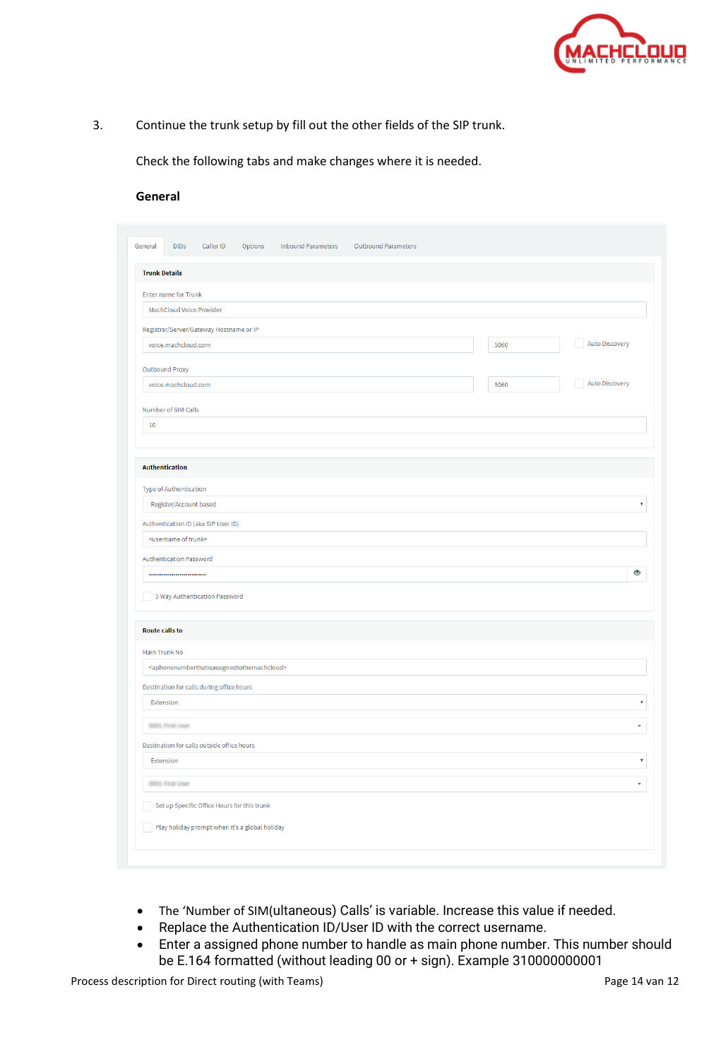3. Continue the trunk setup by fill out the other fields of the SIP trunk.

   Check the following tabs and make changes where it is needed.

### General

General | DIDs | Caller ID | Options | Inbound Parameters | Outbound Parameters

**Trunk Details**

Enter name for Trunk
MachCloud Voice Provider

Registrar/Server/Gateway Hostname or IP
voice.machcloud.com | 5060 | Auto Discovery

Outbound Proxy
voice.machcloud.com | 5060 | Auto Discovery

Number of SIM Calls
10

**Authentication**

Type of Authentication
Register/Account based

Authentication ID (aka SIP User ID)
<username of trunk>

Authentication Password
••••••••••••••••••••••••

3 Way Authentication Password

**Route calls to**

Main Trunk No
<aphonenumberthatisassignedtothemachcloud>

Destination for calls during office hours
Extension

Destination for calls outside office hours
Extension

Set up Specific Office Hours for this trunk

Play holiday prompt when it's a global holiday

- The 'Number of SIM(ultaneous) Calls' is variable. Increase this value if needed.
- Replace the Authentication ID/User ID with the correct username.
- Enter a assigned phone number to handle as main phone number. This number should be E.164 formatted (without leading 00 or + sign). Example 310000000001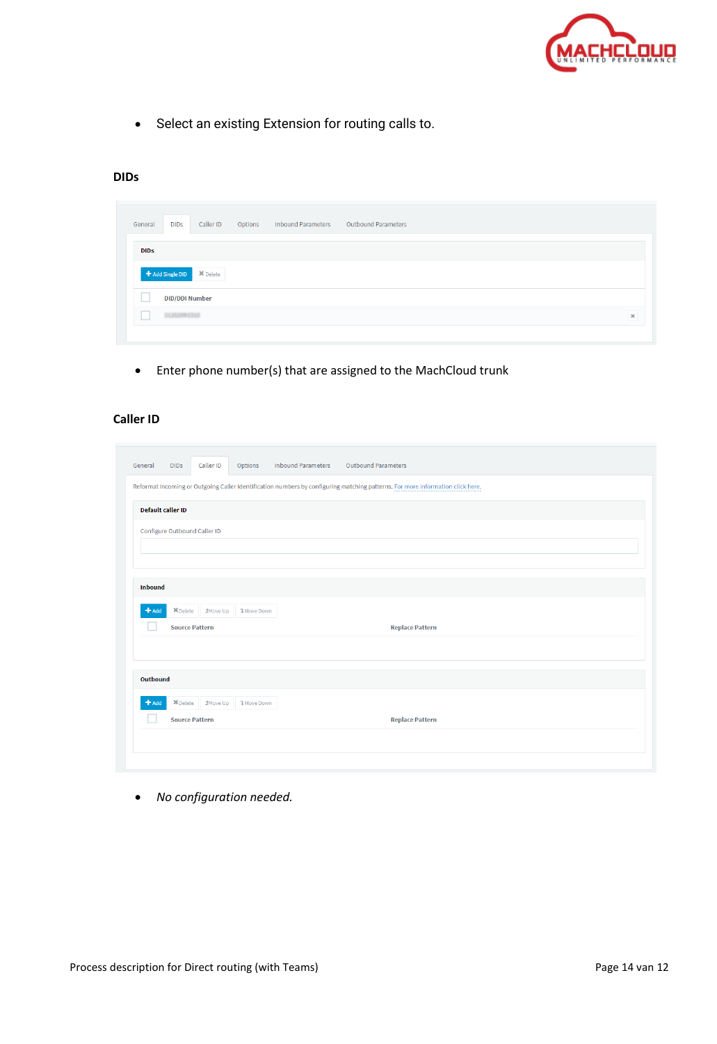- Select an existing Extension for routing calls to.

## DIDs

- Enter phone number(s) that are assigned to the MachCloud trunk

## Caller ID

- *No configuration needed.*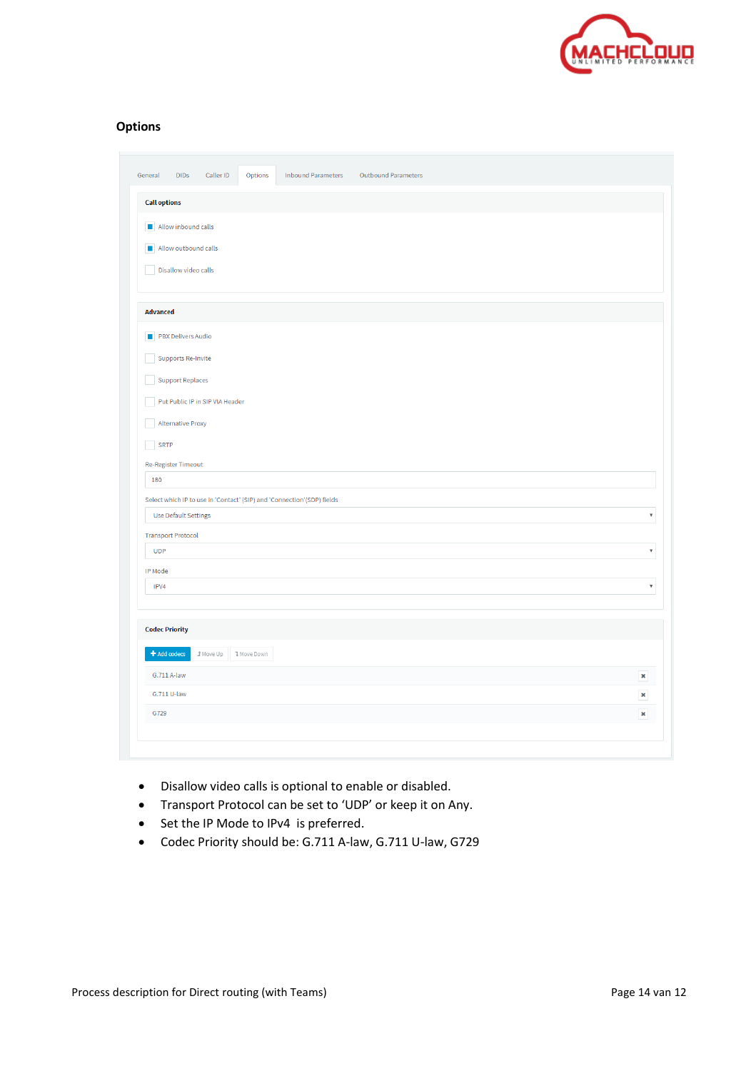### Options

General | DIDs | Caller ID | Options | Inbound Parameters | Outbound Parameters

**Call options**

- [x] Allow inbound calls
- [x] Allow outbound calls
- [ ] Disallow video calls

**Advanced**

- [x] PBX Delivers Audio
- [ ] Supports Re-Invite
- [ ] Support Replaces
- [ ] Put Public IP in SIP VIA Header
- [ ] Alternative Proxy
- [ ] SRTP

Re-Register Timeout

180

Select which IP to use in 'Contact' (SIP) and 'Connection'(SDP) fields

Use Default Settings

Transport Protocol

UDP

IP Mode

IPV4

**Codec Priority**

+ Add codecs | Move Up | Move Down

- G.711 A-law
- G.711 U-law
- G729

- Disallow video calls is optional to enable or disabled.
- Transport Protocol can be set to 'UDP' or keep it on Any.
- Set the IP Mode to IPv4 is preferred.
- Codec Priority should be: G.711 A-law, G.711 U-law, G729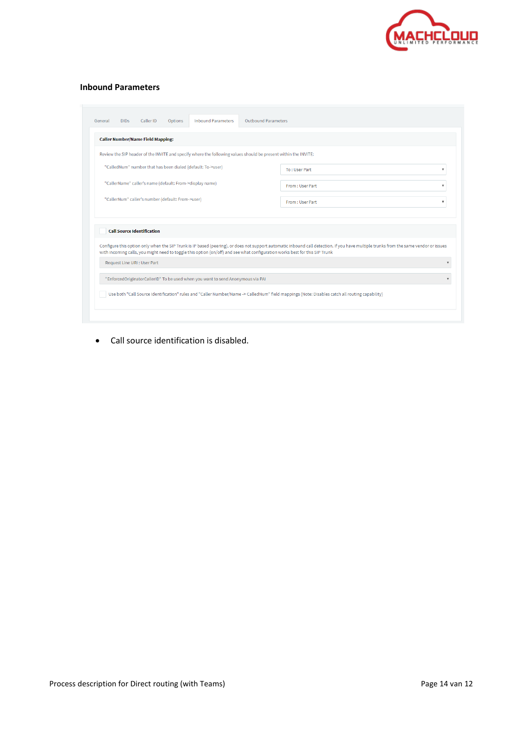## Inbound Parameters

General | DIDs | Caller ID | Options | Inbound Parameters | Outbound Parameters

**Caller Number/Name Field Mapping:**

Review the SIP header of the INVITE and specify where the following values should be present within the INVITE:

"CalledNum" number that has been dialed (default: To->user) — To : User Part

"CallerName" caller's name (default: From->display name) — From : User Part

"CallerNum" caller's number (default: From->user) — From : User Part

**Call Source Identification**

Configure this option only when the SIP Trunk is IP based (peering), or does not support automatic inbound call detection. If you have multiple trunks from the same vendor or issues with incoming calls, you might need to toggle this option (on/off) and see what configuration works best for this SIP Trunk

Request Line URI : User Part

"EnforcedOriginatorCallerID" To be used when you want to send Anonymous via PAI

Use both "Call Source Identification" rules and "Caller Number/Name -> CalledNum" field mappings (Note: Disables catch all routing capability)

- Call source identification is disabled.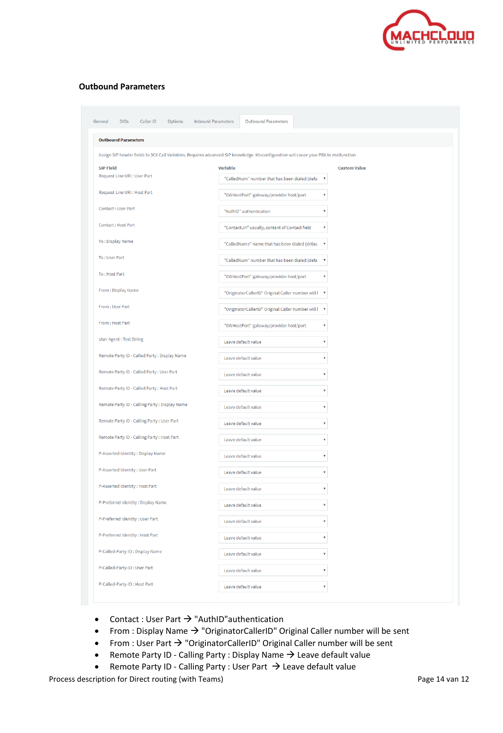## Outbound Parameters

General | DIDs | Caller ID | Options | Inbound Parameters | Outbound Parameters

**Outbound Parameters**

Assign SIP header fields to 3CX Call Variables. Requires advanced SIP knowledge. Misconfiguration will cause your PBX to malfunction

| SIP Field | Variable | Custom Value |
|---|---|---|
| Request Line URI : User Part | "CalledNum" number that has been dialed (defa | |
| Request Line URI : Host Part | "GWHostPort" gateway/provider host/port | |
| Contact : User Part | "AuthID" authentication | |
| Contact : Host Part | "ContactUri" usually, content of Contact field | |
| To : Display Name | "CalledName" name that has been dialed (defau | |
| To : User Part | "CalledNum" number that has been dialed (defa | |
| To : Host Part | "GWHostPort" gateway/provider host/port | |
| From : Display Name | "OriginatorCallerID" Original Caller number will | |
| From : User Part | "OriginatorCallerID" Original Caller number will | |
| From : Host Part | "GWHostPort" gateway/provider host/port | |
| User Agent : Text String | Leave default value | |
| Remote Party ID - Called Party : Display Name | Leave default value | |
| Remote Party ID - Called Party : User Part | Leave default value | |
| Remote Party ID - Called Party : Host Part | Leave default value | |
| Remote Party ID - Calling Party : Display Name | Leave default value | |
| Remote Party ID - Calling Party : User Part | Leave default value | |
| Remote Party ID - Calling Party : Host Part | Leave default value | |
| P-Asserted Identity : Display Name | Leave default value | |
| P-Asserted Identity : User Part | Leave default value | |
| P-Asserted Identity : Host Part | Leave default value | |
| P-Preferred Identity : Display Name | Leave default value | |
| P-Preferred Identity : User Part | Leave default value | |
| P-Preferred Identity : Host Part | Leave default value | |
| P-Called-Party-ID : Display Name | Leave default value | |
| P-Called-Party-ID : User Part | Leave default value | |
| P-Called-Party-ID : Host Part | Leave default value | |

- Contact : User Part → "AuthID"authentication
- From : Display Name → "OriginatorCallerID" Original Caller number will be sent
- From : User Part → "OriginatorCallerID" Original Caller number will be sent
- Remote Party ID - Calling Party : Display Name → Leave default value
- Remote Party ID - Calling Party : User Part → Leave default value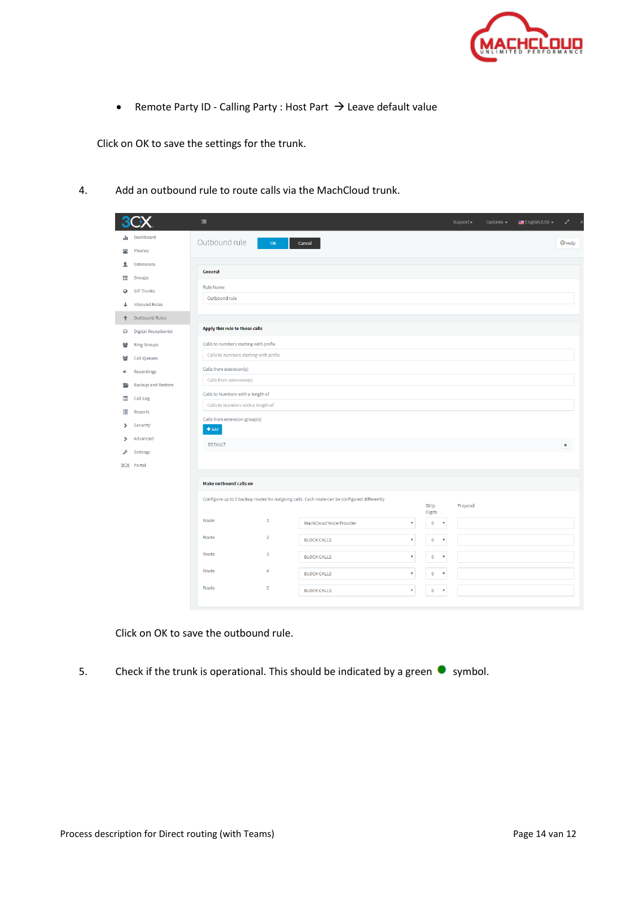- Remote Party ID - Calling Party : Host Part → Leave default value

Click on OK to save the settings for the trunk.

4. Add an outbound rule to route calls via the MachCloud trunk.

Click on OK to save the outbound rule.

5. Check if the trunk is operational. This should be indicated by a green ● symbol.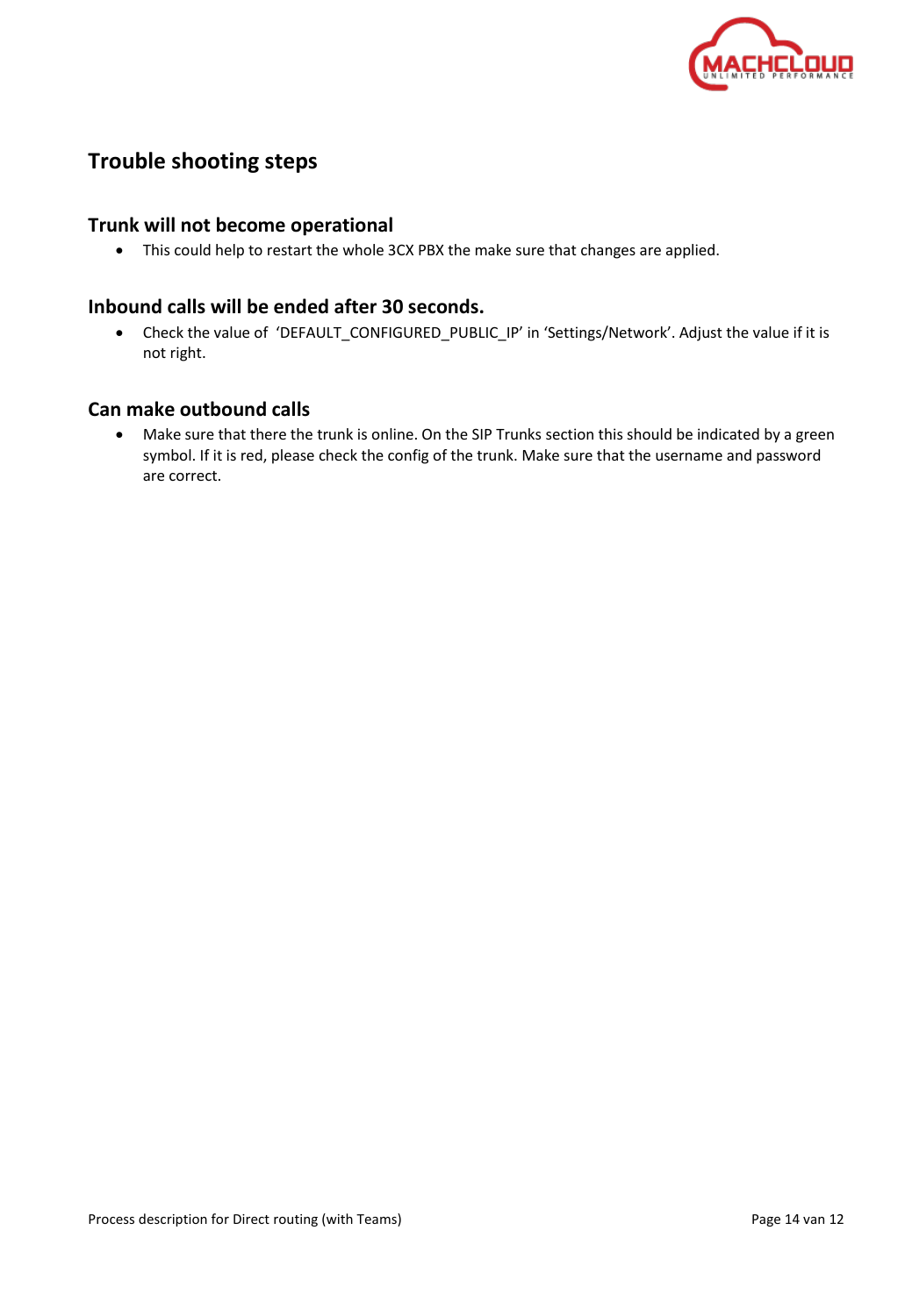# Trouble shooting steps

## Trunk will not become operational

- This could help to restart the whole 3CX PBX the make sure that changes are applied.

## Inbound calls will be ended after 30 seconds.

- Check the value of 'DEFAULT_CONFIGURED_PUBLIC_IP' in 'Settings/Network'. Adjust the value if it is not right.

## Can make outbound calls

- Make sure that there the trunk is online. On the SIP Trunks section this should be indicated by a green symbol. If it is red, please check the config of the trunk. Make sure that the username and password are correct.